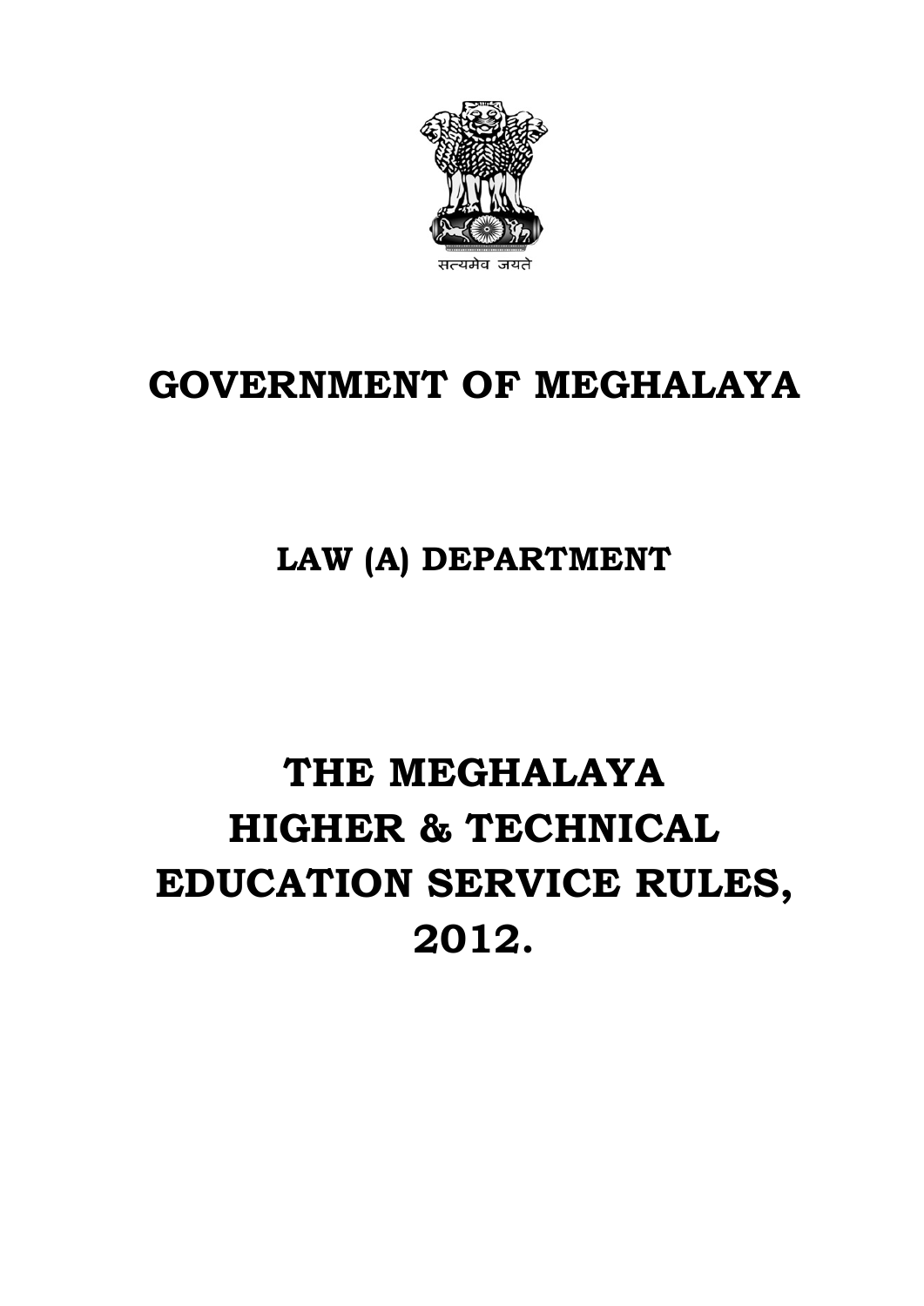सत्यमेव जयते

# GOVERNMENT OF MEGHALAYA

## LAW (A) DEPARTMENT

# THE MEGHALAYA HIGHER & TECHNICAL EDUCATION SERVICE RULES, 2012.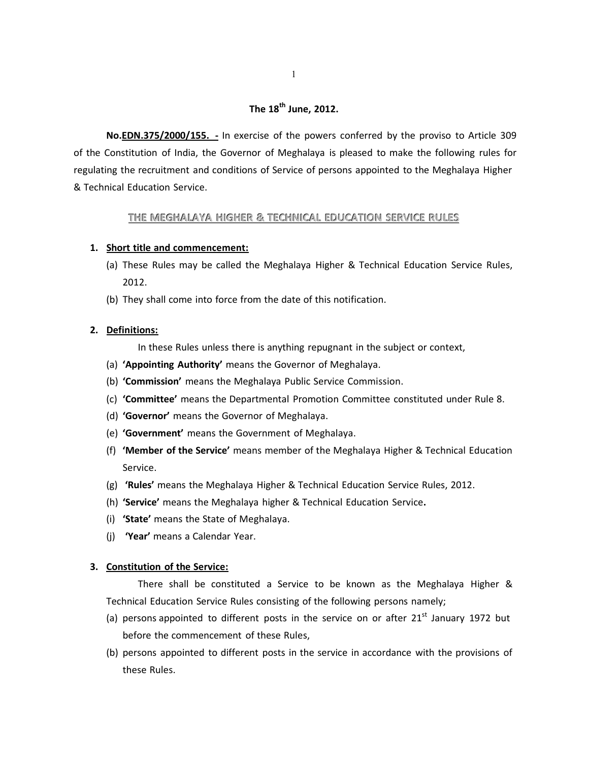**The 18th June, 2012.**

**No.EDN.375/2000/155. -** In exercise of the powers conferred by the proviso to Article 309 of the Constitution of India, the Governor of Meghalaya is pleased to make the following rules for regulating the recruitment and conditions of Service of persons appointed to the Meghalaya Higher & Technical Education Service.

## THE MEGHALAYA HIGHER & TECHNICAL EDUCATION SERVICE RULES

**1. Short title and commencement:**

(a) These Rules may be called the Meghalaya Higher & Technical Education Service Rules, 2012.

(b) They shall come into force from the date of this notification.

**2. Definitions:**

In these Rules unless there is anything repugnant in the subject or context,

(a) **'Appointing Authority'** means the Governor of Meghalaya.

(b) **'Commission'** means the Meghalaya Public Service Commission.

(c) **'Committee'** means the Departmental Promotion Committee constituted under Rule 8.

(d) **'Governor'** means the Governor of Meghalaya.

(e) **'Government'** means the Government of Meghalaya.

(f) **'Member of the Service'** means member of the Meghalaya Higher & Technical Education Service.

(g) **'Rules'** means the Meghalaya Higher & Technical Education Service Rules, 2012.

(h) **'Service'** means the Meghalaya higher & Technical Education Service**.**

(i) **'State'** means the State of Meghalaya.

(j) **'Year'** means a Calendar Year.

**3. Constitution of the Service:**

There shall be constituted a Service to be known as the Meghalaya Higher & Technical Education Service Rules consisting of the following persons namely;

(a) persons appointed to different posts in the service on or after 21st January 1972 but before the commencement of these Rules,

(b) persons appointed to different posts in the service in accordance with the provisions of these Rules.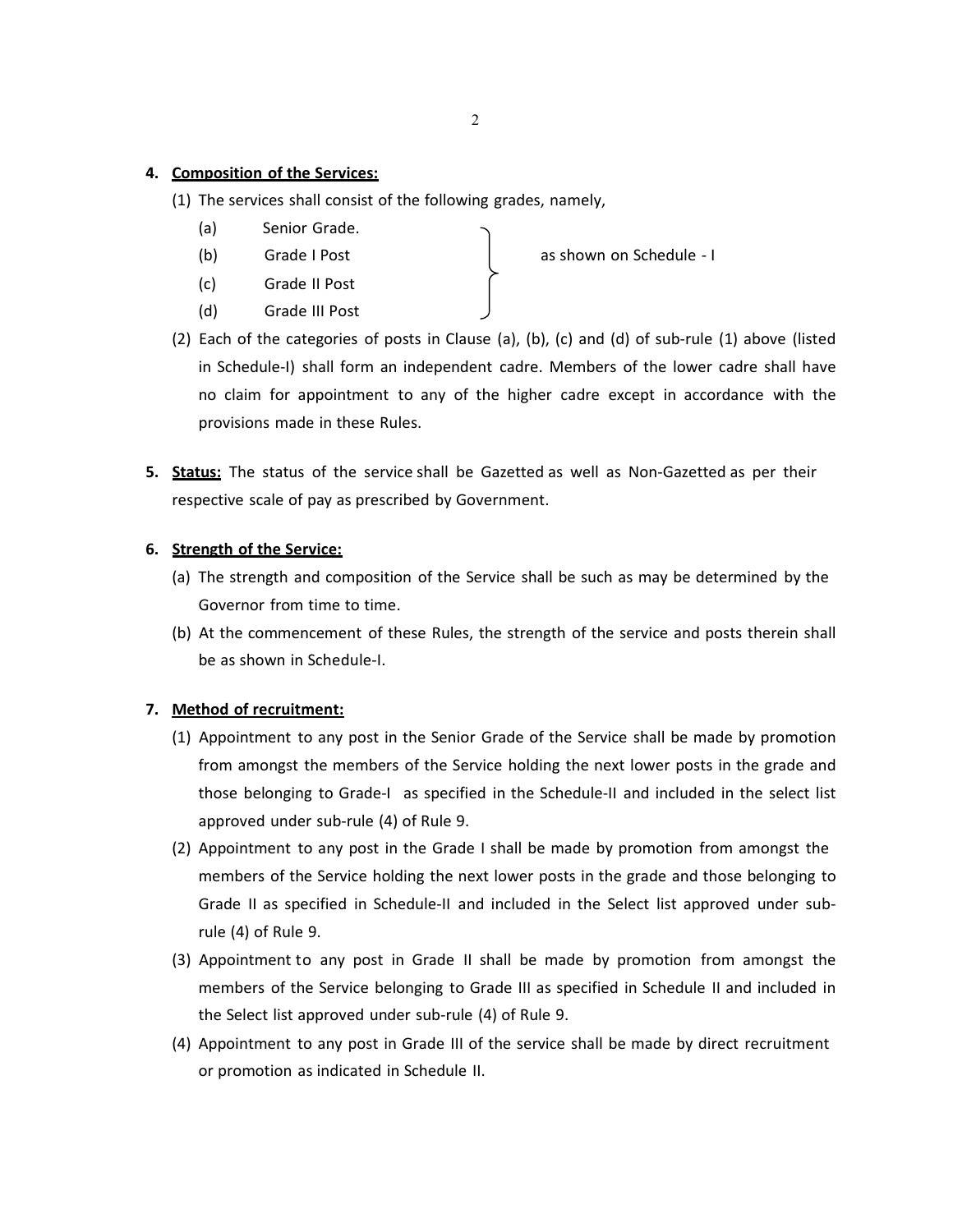4. **Composition of the Services:**

   (1) The services shall consist of the following grades, namely,

   (a) Senior Grade.
   (b) Grade I Post
   (c) Grade II Post
   (d) Grade III Post

   } as shown on Schedule - I

   (2) Each of the categories of posts in Clause (a), (b), (c) and (d) of sub-rule (1) above (listed in Schedule-I) shall form an independent cadre. Members of the lower cadre shall have no claim for appointment to any of the higher cadre except in accordance with the provisions made in these Rules.

5. **Status:** The status of the service shall be Gazetted as well as Non-Gazetted as per their respective scale of pay as prescribed by Government.

6. **Strength of the Service:**

   (a) The strength and composition of the Service shall be such as may be determined by the Governor from time to time.

   (b) At the commencement of these Rules, the strength of the service and posts therein shall be as shown in Schedule-I.

7. **Method of recruitment:**

   (1) Appointment to any post in the Senior Grade of the Service shall be made by promotion from amongst the members of the Service holding the next lower posts in the grade and those belonging to Grade-I as specified in the Schedule-II and included in the select list approved under sub-rule (4) of Rule 9.

   (2) Appointment to any post in the Grade I shall be made by promotion from amongst the members of the Service holding the next lower posts in the grade and those belonging to Grade II as specified in Schedule-II and included in the Select list approved under sub-rule (4) of Rule 9.

   (3) Appointment to any post in Grade II shall be made by promotion from amongst the members of the Service belonging to Grade III as specified in Schedule II and included in the Select list approved under sub-rule (4) of Rule 9.

   (4) Appointment to any post in Grade III of the service shall be made by direct recruitment or promotion as indicated in Schedule II.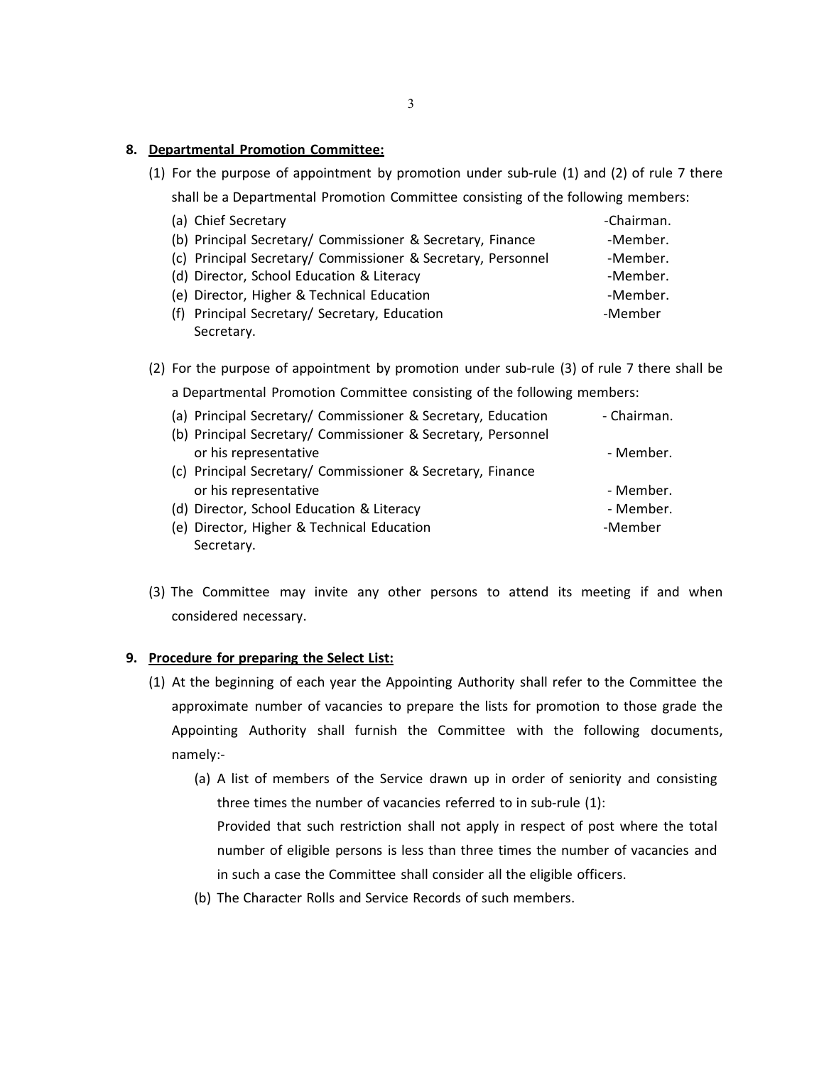**8. Departmental Promotion Committee:**

(1) For the purpose of appointment by promotion under sub-rule (1) and (2) of rule 7 there shall be a Departmental Promotion Committee consisting of the following members:

(a) Chief Secretary -Chairman.
(b) Principal Secretary/ Commissioner & Secretary, Finance -Member.
(c) Principal Secretary/ Commissioner & Secretary, Personnel -Member.
(d) Director, School Education & Literacy -Member.
(e) Director, Higher & Technical Education -Member.
(f) Principal Secretary/ Secretary, Education -Member Secretary.

(2) For the purpose of appointment by promotion under sub-rule (3) of rule 7 there shall be a Departmental Promotion Committee consisting of the following members:

(a) Principal Secretary/ Commissioner & Secretary, Education - Chairman.
(b) Principal Secretary/ Commissioner & Secretary, Personnel or his representative - Member.
(c) Principal Secretary/ Commissioner & Secretary, Finance or his representative - Member.
(d) Director, School Education & Literacy - Member.
(e) Director, Higher & Technical Education -Member Secretary.

(3) The Committee may invite any other persons to attend its meeting if and when considered necessary.

**9. Procedure for preparing the Select List:**

(1) At the beginning of each year the Appointing Authority shall refer to the Committee the approximate number of vacancies to prepare the lists for promotion to those grade the Appointing Authority shall furnish the Committee with the following documents, namely:-

(a) A list of members of the Service drawn up in order of seniority and consisting three times the number of vacancies referred to in sub-rule (1):
Provided that such restriction shall not apply in respect of post where the total number of eligible persons is less than three times the number of vacancies and in such a case the Committee shall consider all the eligible officers.

(b) The Character Rolls and Service Records of such members.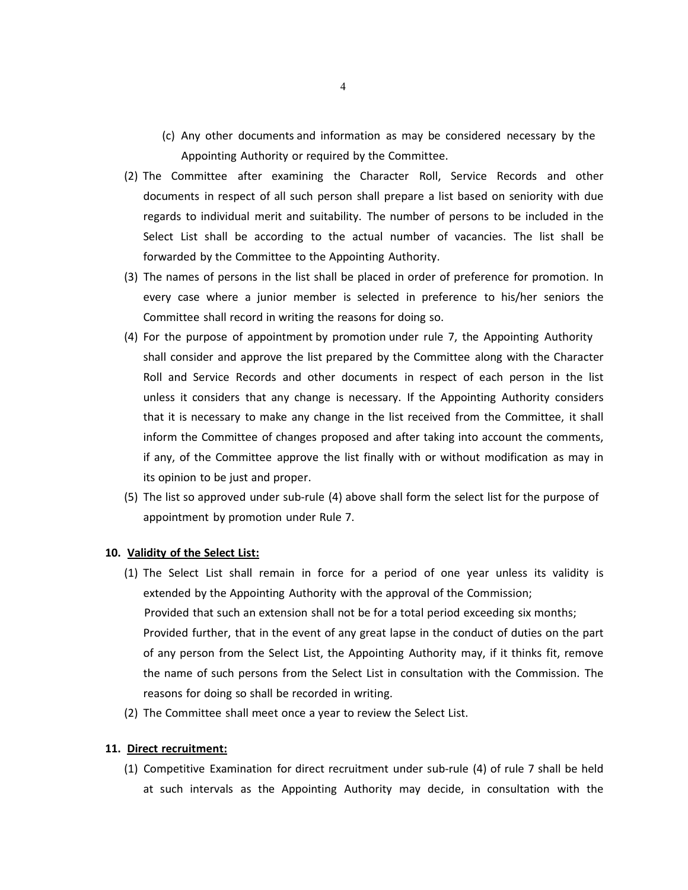(c) Any other documents and information as may be considered necessary by the Appointing Authority or required by the Committee.

(2) The Committee after examining the Character Roll, Service Records and other documents in respect of all such person shall prepare a list based on seniority with due regards to individual merit and suitability. The number of persons to be included in the Select List shall be according to the actual number of vacancies. The list shall be forwarded by the Committee to the Appointing Authority.

(3) The names of persons in the list shall be placed in order of preference for promotion. In every case where a junior member is selected in preference to his/her seniors the Committee shall record in writing the reasons for doing so.

(4) For the purpose of appointment by promotion under rule 7, the Appointing Authority shall consider and approve the list prepared by the Committee along with the Character Roll and Service Records and other documents in respect of each person in the list unless it considers that any change is necessary. If the Appointing Authority considers that it is necessary to make any change in the list received from the Committee, it shall inform the Committee of changes proposed and after taking into account the comments, if any, of the Committee approve the list finally with or without modification as may in its opinion to be just and proper.

(5) The list so approved under sub-rule (4) above shall form the select list for the purpose of appointment by promotion under Rule 7.

**10. <u>Validity of the Select List:</u>**

(1) The Select List shall remain in force for a period of one year unless its validity is extended by the Appointing Authority with the approval of the Commission;

Provided that such an extension shall not be for a total period exceeding six months;

Provided further, that in the event of any great lapse in the conduct of duties on the part of any person from the Select List, the Appointing Authority may, if it thinks fit, remove the name of such persons from the Select List in consultation with the Commission. The reasons for doing so shall be recorded in writing.

(2) The Committee shall meet once a year to review the Select List.

**11. <u>Direct recruitment:</u>**

(1) Competitive Examination for direct recruitment under sub-rule (4) of rule 7 shall be held at such intervals as the Appointing Authority may decide, in consultation with the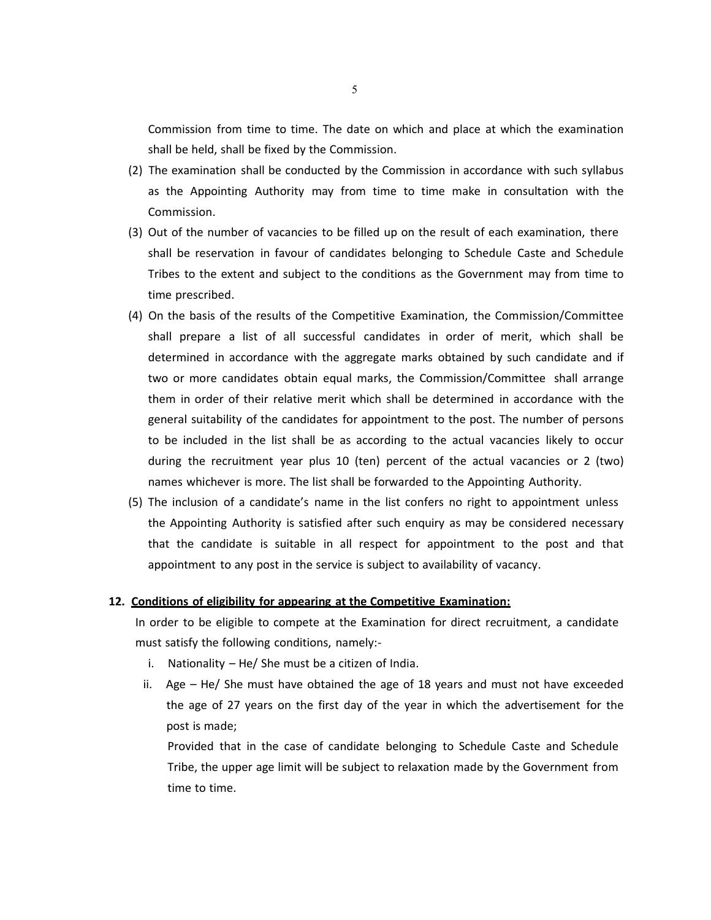Commission from time to time. The date on which and place at which the examination shall be held, shall be fixed by the Commission.

(2) The examination shall be conducted by the Commission in accordance with such syllabus as the Appointing Authority may from time to time make in consultation with the Commission.

(3) Out of the number of vacancies to be filled up on the result of each examination, there shall be reservation in favour of candidates belonging to Schedule Caste and Schedule Tribes to the extent and subject to the conditions as the Government may from time to time prescribed.

(4) On the basis of the results of the Competitive Examination, the Commission/Committee shall prepare a list of all successful candidates in order of merit, which shall be determined in accordance with the aggregate marks obtained by such candidate and if two or more candidates obtain equal marks, the Commission/Committee shall arrange them in order of their relative merit which shall be determined in accordance with the general suitability of the candidates for appointment to the post. The number of persons to be included in the list shall be as according to the actual vacancies likely to occur during the recruitment year plus 10 (ten) percent of the actual vacancies or 2 (two) names whichever is more. The list shall be forwarded to the Appointing Authority.

(5) The inclusion of a candidate's name in the list confers no right to appointment unless the Appointing Authority is satisfied after such enquiry as may be considered necessary that the candidate is suitable in all respect for appointment to the post and that appointment to any post in the service is subject to availability of vacancy.

**12. <u>Conditions of eligibility for appearing at the Competitive Examination:</u>**

In order to be eligible to compete at the Examination for direct recruitment, a candidate must satisfy the following conditions, namely:-

i. Nationality – He/ She must be a citizen of India.

ii. Age – He/ She must have obtained the age of 18 years and must not have exceeded the age of 27 years on the first day of the year in which the advertisement for the post is made;

Provided that in the case of candidate belonging to Schedule Caste and Schedule Tribe, the upper age limit will be subject to relaxation made by the Government from time to time.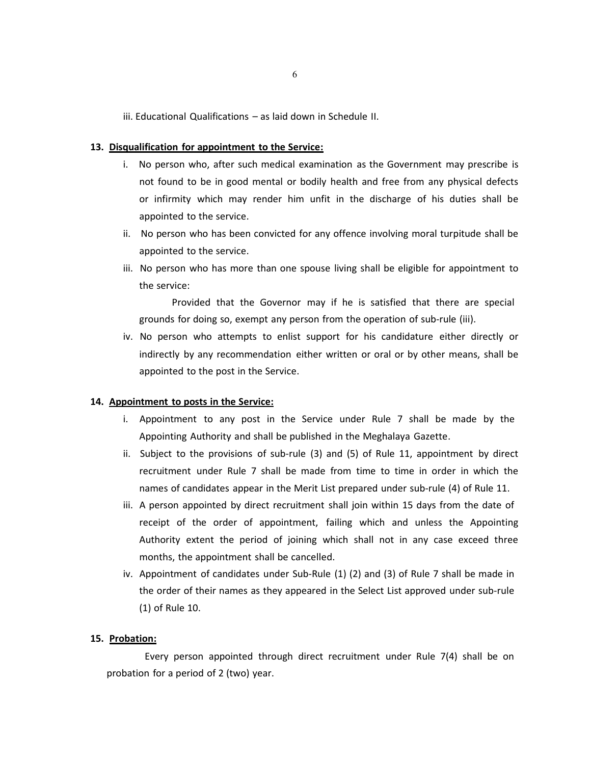iii. Educational Qualifications – as laid down in Schedule II.

**13. <u>Disqualification for appointment to the Service:</u>**

i. No person who, after such medical examination as the Government may prescribe is not found to be in good mental or bodily health and free from any physical defects or infirmity which may render him unfit in the discharge of his duties shall be appointed to the service.

ii. No person who has been convicted for any offence involving moral turpitude shall be appointed to the service.

iii. No person who has more than one spouse living shall be eligible for appointment to the service:

Provided that the Governor may if he is satisfied that there are special grounds for doing so, exempt any person from the operation of sub-rule (iii).

iv. No person who attempts to enlist support for his candidature either directly or indirectly by any recommendation either written or oral or by other means, shall be appointed to the post in the Service.

**14. <u>Appointment to posts in the Service:</u>**

i. Appointment to any post in the Service under Rule 7 shall be made by the Appointing Authority and shall be published in the Meghalaya Gazette.

ii. Subject to the provisions of sub-rule (3) and (5) of Rule 11, appointment by direct recruitment under Rule 7 shall be made from time to time in order in which the names of candidates appear in the Merit List prepared under sub-rule (4) of Rule 11.

iii. A person appointed by direct recruitment shall join within 15 days from the date of receipt of the order of appointment, failing which and unless the Appointing Authority extent the period of joining which shall not in any case exceed three months, the appointment shall be cancelled.

iv. Appointment of candidates under Sub-Rule (1) (2) and (3) of Rule 7 shall be made in the order of their names as they appeared in the Select List approved under sub-rule (1) of Rule 10.

**15. <u>Probation:</u>**

Every person appointed through direct recruitment under Rule 7(4) shall be on probation for a period of 2 (two) year.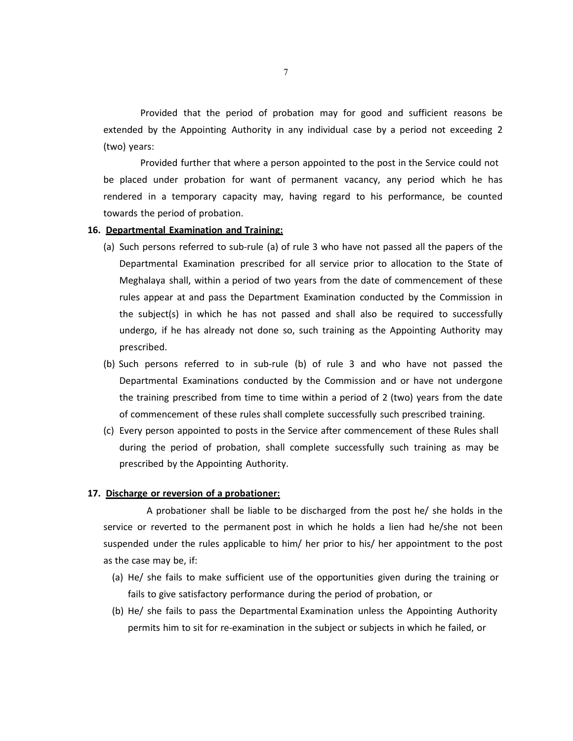Provided that the period of probation may for good and sufficient reasons be extended by the Appointing Authority in any individual case by a period not exceeding 2 (two) years:

Provided further that where a person appointed to the post in the Service could not be placed under probation for want of permanent vacancy, any period which he has rendered in a temporary capacity may, having regard to his performance, be counted towards the period of probation.

**16. <u>Departmental Examination and Training:</u>**

(a) Such persons referred to sub-rule (a) of rule 3 who have not passed all the papers of the Departmental Examination prescribed for all service prior to allocation to the State of Meghalaya shall, within a period of two years from the date of commencement of these rules appear at and pass the Department Examination conducted by the Commission in the subject(s) in which he has not passed and shall also be required to successfully undergo, if he has already not done so, such training as the Appointing Authority may prescribed.

(b) Such persons referred to in sub-rule (b) of rule 3 and who have not passed the Departmental Examinations conducted by the Commission and or have not undergone the training prescribed from time to time within a period of 2 (two) years from the date of commencement of these rules shall complete successfully such prescribed training.

(c) Every person appointed to posts in the Service after commencement of these Rules shall during the period of probation, shall complete successfully such training as may be prescribed by the Appointing Authority.

**17. <u>Discharge or reversion of a probationer:</u>**

A probationer shall be liable to be discharged from the post he/ she holds in the service or reverted to the permanent post in which he holds a lien had he/she not been suspended under the rules applicable to him/ her prior to his/ her appointment to the post as the case may be, if:

(a) He/ she fails to make sufficient use of the opportunities given during the training or fails to give satisfactory performance during the period of probation, or

(b) He/ she fails to pass the Departmental Examination unless the Appointing Authority permits him to sit for re-examination in the subject or subjects in which he failed, or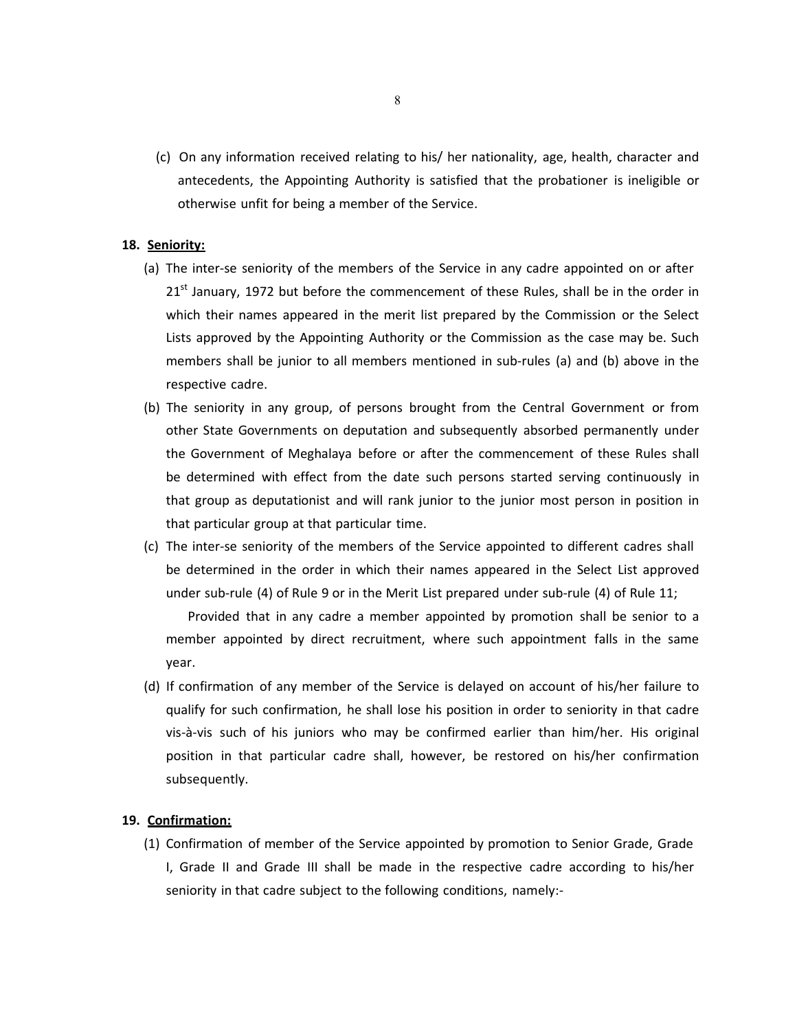(c) On any information received relating to his/ her nationality, age, health, character and antecedents, the Appointing Authority is satisfied that the probationer is ineligible or otherwise unfit for being a member of the Service.

**18. Seniority:**

(a) The inter-se seniority of the members of the Service in any cadre appointed on or after 21st January, 1972 but before the commencement of these Rules, shall be in the order in which their names appeared in the merit list prepared by the Commission or the Select Lists approved by the Appointing Authority or the Commission as the case may be. Such members shall be junior to all members mentioned in sub-rules (a) and (b) above in the respective cadre.

(b) The seniority in any group, of persons brought from the Central Government or from other State Governments on deputation and subsequently absorbed permanently under the Government of Meghalaya before or after the commencement of these Rules shall be determined with effect from the date such persons started serving continuously in that group as deputationist and will rank junior to the junior most person in position in that particular group at that particular time.

(c) The inter-se seniority of the members of the Service appointed to different cadres shall be determined in the order in which their names appeared in the Select List approved under sub-rule (4) of Rule 9 or in the Merit List prepared under sub-rule (4) of Rule 11;

Provided that in any cadre a member appointed by promotion shall be senior to a member appointed by direct recruitment, where such appointment falls in the same year.

(d) If confirmation of any member of the Service is delayed on account of his/her failure to qualify for such confirmation, he shall lose his position in order to seniority in that cadre vis-à-vis such of his juniors who may be confirmed earlier than him/her. His original position in that particular cadre shall, however, be restored on his/her confirmation subsequently.

**19. Confirmation:**

(1) Confirmation of member of the Service appointed by promotion to Senior Grade, Grade I, Grade II and Grade III shall be made in the respective cadre according to his/her seniority in that cadre subject to the following conditions, namely:-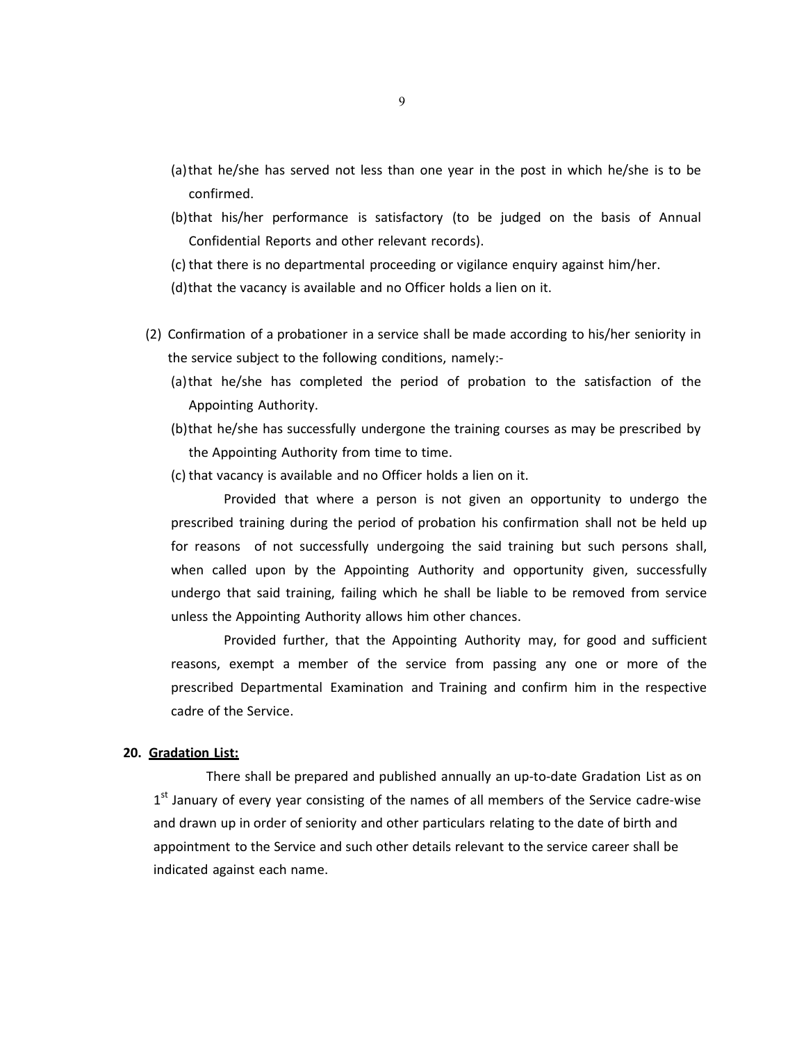(a) that he/she has served not less than one year in the post in which he/she is to be confirmed.

(b) that his/her performance is satisfactory (to be judged on the basis of Annual Confidential Reports and other relevant records).

(c) that there is no departmental proceeding or vigilance enquiry against him/her.

(d) that the vacancy is available and no Officer holds a lien on it.

(2) Confirmation of a probationer in a service shall be made according to his/her seniority in the service subject to the following conditions, namely:-

(a) that he/she has completed the period of probation to the satisfaction of the Appointing Authority.

(b) that he/she has successfully undergone the training courses as may be prescribed by the Appointing Authority from time to time.

(c) that vacancy is available and no Officer holds a lien on it.

Provided that where a person is not given an opportunity to undergo the prescribed training during the period of probation his confirmation shall not be held up for reasons of not successfully undergoing the said training but such persons shall, when called upon by the Appointing Authority and opportunity given, successfully undergo that said training, failing which he shall be liable to be removed from service unless the Appointing Authority allows him other chances.

Provided further, that the Appointing Authority may, for good and sufficient reasons, exempt a member of the service from passing any one or more of the prescribed Departmental Examination and Training and confirm him in the respective cadre of the Service.

**20. Gradation List:**

There shall be prepared and published annually an up-to-date Gradation List as on 1st January of every year consisting of the names of all members of the Service cadre-wise and drawn up in order of seniority and other particulars relating to the date of birth and appointment to the Service and such other details relevant to the service career shall be indicated against each name.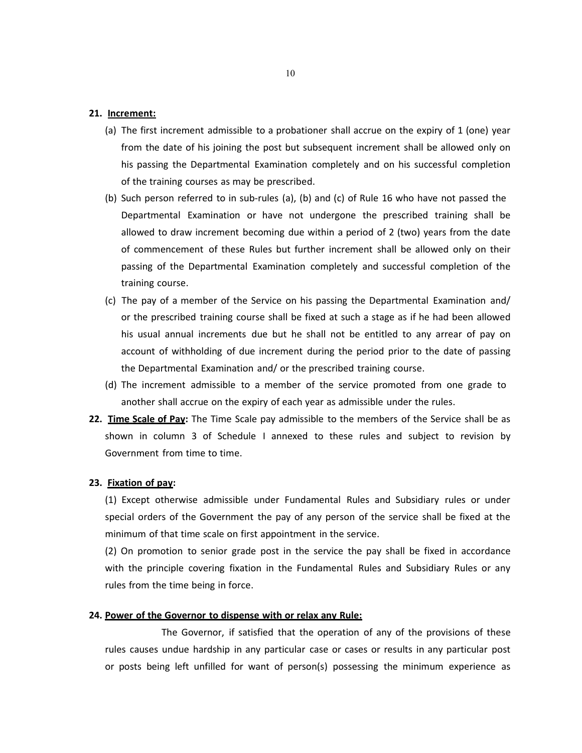**21. Increment:**

(a) The first increment admissible to a probationer shall accrue on the expiry of 1 (one) year from the date of his joining the post but subsequent increment shall be allowed only on his passing the Departmental Examination completely and on his successful completion of the training courses as may be prescribed.

(b) Such person referred to in sub-rules (a), (b) and (c) of Rule 16 who have not passed the Departmental Examination or have not undergone the prescribed training shall be allowed to draw increment becoming due within a period of 2 (two) years from the date of commencement of these Rules but further increment shall be allowed only on their passing of the Departmental Examination completely and successful completion of the training course.

(c) The pay of a member of the Service on his passing the Departmental Examination and/ or the prescribed training course shall be fixed at such a stage as if he had been allowed his usual annual increments due but he shall not be entitled to any arrear of pay on account of withholding of due increment during the period prior to the date of passing the Departmental Examination and/ or the prescribed training course.

(d) The increment admissible to a member of the service promoted from one grade to another shall accrue on the expiry of each year as admissible under the rules.

**22. Time Scale of Pay:** The Time Scale pay admissible to the members of the Service shall be as shown in column 3 of Schedule I annexed to these rules and subject to revision by Government from time to time.

**23. Fixation of pay:**

(1) Except otherwise admissible under Fundamental Rules and Subsidiary rules or under special orders of the Government the pay of any person of the service shall be fixed at the minimum of that time scale on first appointment in the service.

(2) On promotion to senior grade post in the service the pay shall be fixed in accordance with the principle covering fixation in the Fundamental Rules and Subsidiary Rules or any rules from the time being in force.

**24. Power of the Governor to dispense with or relax any Rule:**

The Governor, if satisfied that the operation of any of the provisions of these rules causes undue hardship in any particular case or cases or results in any particular post or posts being left unfilled for want of person(s) possessing the minimum experience as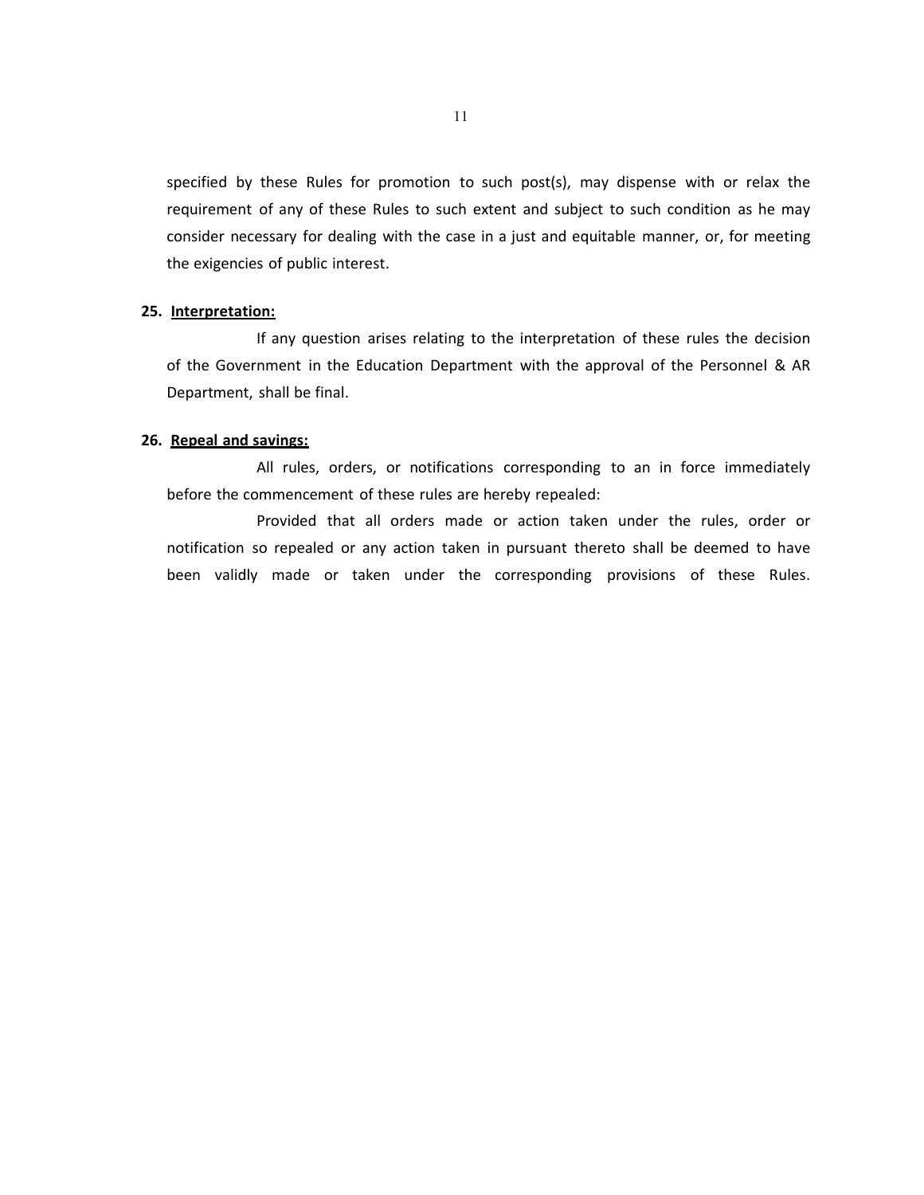specified by these Rules for promotion to such post(s), may dispense with or relax the requirement of any of these Rules to such extent and subject to such condition as he may consider necessary for dealing with the case in a just and equitable manner, or, for meeting the exigencies of public interest.

**25. <u>Interpretation:</u>**

If any question arises relating to the interpretation of these rules the decision of the Government in the Education Department with the approval of the Personnel & AR Department, shall be final.

**26. <u>Repeal and savings:</u>**

All rules, orders, or notifications corresponding to an in force immediately before the commencement of these rules are hereby repealed:

Provided that all orders made or action taken under the rules, order or notification so repealed or any action taken in pursuant thereto shall be deemed to have been validly made or taken under the corresponding provisions of these Rules.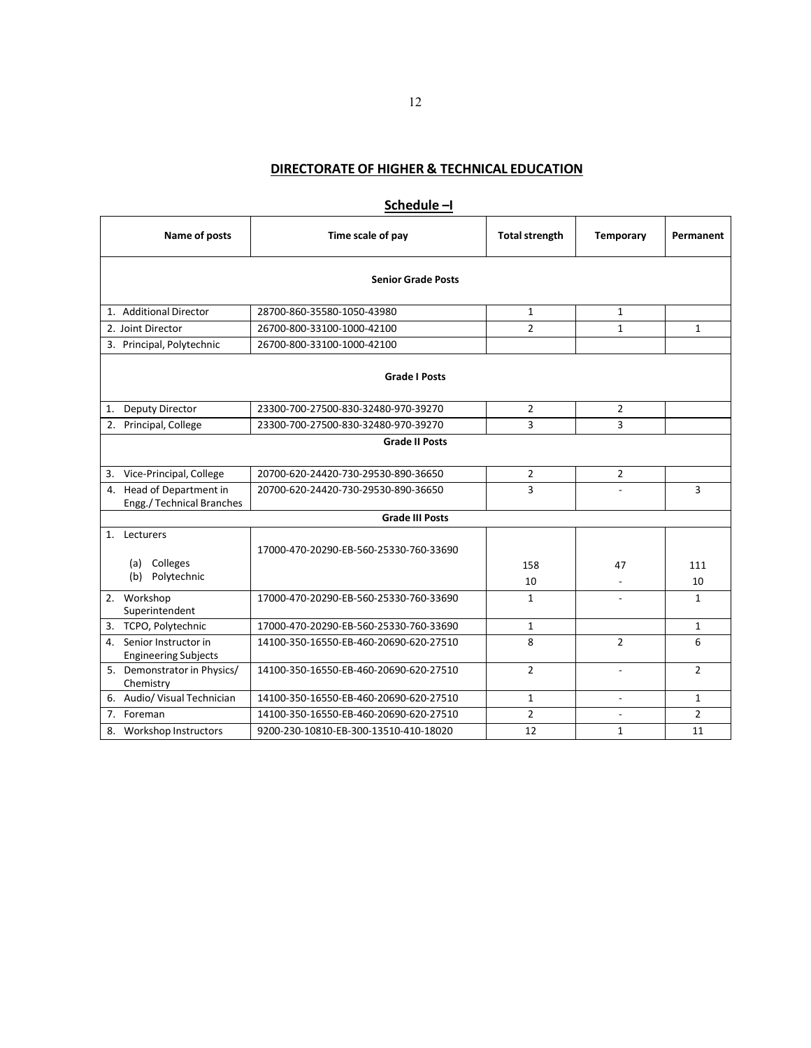## DIRECTORATE OF HIGHER & TECHNICAL EDUCATION

### Schedule –I

| Name of posts | Time scale of pay | Total strength | Temporary | Permanent |
|---|---|---|---|---|
| **Senior Grade Posts** | | | | |
| 1. Additional Director | 28700-860-35580-1050-43980 | 1 | 1 | |
| 2. Joint Director | 26700-800-33100-1000-42100 | 2 | 1 | 1 |
| 3. Principal, Polytechnic | 26700-800-33100-1000-42100 | | | |
| **Grade I Posts** | | | | |
| 1. Deputy Director | 23300-700-27500-830-32480-970-39270 | 2 | 2 | |
| 2. Principal, College | 23300-700-27500-830-32480-970-39270 | 3 | 3 | |
| **Grade II Posts** | | | | |
| 3. Vice-Principal, College | 20700-620-24420-730-29530-890-36650 | 2 | 2 | |
| 4. Head of Department in Engg./ Technical Branches | 20700-620-24420-730-29530-890-36650 | 3 | - | 3 |
| **Grade III Posts** | | | | |
| 1. Lecturers | 17000-470-20290-EB-560-25330-760-33690 | | | |
| (a) Colleges | | 158 | 47 | 111 |
| (b) Polytechnic | | 10 | - | 10 |
| 2. Workshop Superintendent | 17000-470-20290-EB-560-25330-760-33690 | 1 | - | 1 |
| 3. TCPO, Polytechnic | 17000-470-20290-EB-560-25330-760-33690 | 1 | | 1 |
| 4. Senior Instructor in Engineering Subjects | 14100-350-16550-EB-460-20690-620-27510 | 8 | 2 | 6 |
| 5. Demonstrator in Physics/ Chemistry | 14100-350-16550-EB-460-20690-620-27510 | 2 | - | 2 |
| 6. Audio/ Visual Technician | 14100-350-16550-EB-460-20690-620-27510 | 1 | - | 1 |
| 7. Foreman | 14100-350-16550-EB-460-20690-620-27510 | 2 | - | 2 |
| 8. Workshop Instructors | 9200-230-10810-EB-300-13510-410-18020 | 12 | 1 | 11 |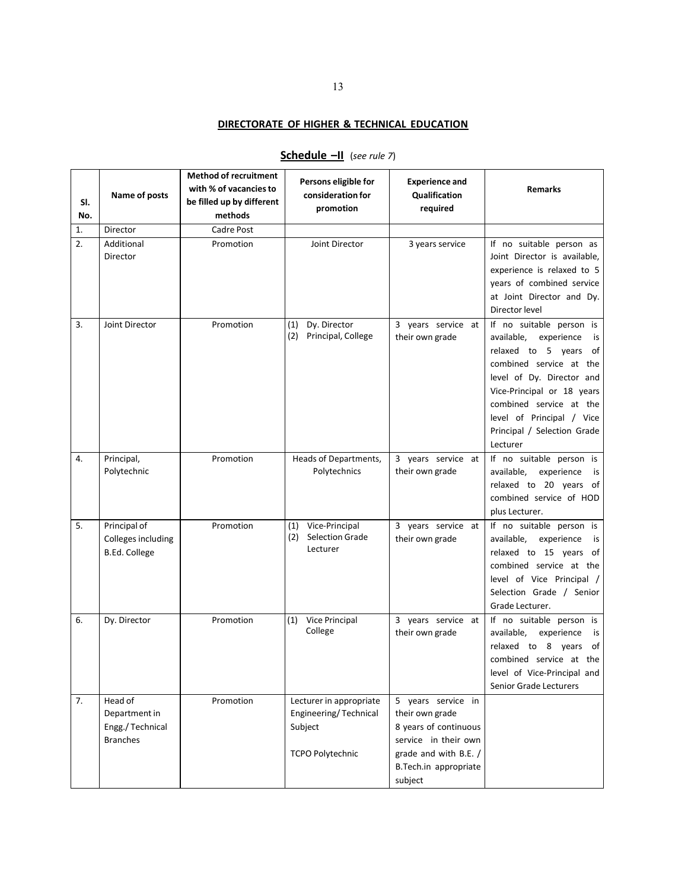## DIRECTORATE OF HIGHER & TECHNICAL EDUCATION

### Schedule –II (*see rule 7*)

| Sl. No. | Name of posts | Method of recruitment with % of vacancies to be filled up by different methods | Persons eligible for consideration for promotion | Experience and Qualification required | Remarks |
|---|---|---|---|---|---|
| 1. | Director | Cadre Post | | | |
| 2. | Additional Director | Promotion | Joint Director | 3 years service | If no suitable person as Joint Director is available, experience is relaxed to 5 years of combined service at Joint Director and Dy. Director level |
| 3. | Joint Director | Promotion | (1) Dy. Director<br>(2) Principal, College | 3 years service at their own grade | If no suitable person is available, experience is relaxed to 5 years of combined service at the level of Dy. Director and Vice-Principal or 18 years combined service at the level of Principal / Vice Principal / Selection Grade Lecturer |
| 4. | Principal, Polytechnic | Promotion | Heads of Departments, Polytechnics | 3 years service at their own grade | If no suitable person is available, experience is relaxed to 20 years of combined service of HOD plus Lecturer. |
| 5. | Principal of Colleges including B.Ed. College | Promotion | (1) Vice-Principal<br>(2) Selection Grade Lecturer | 3 years service at their own grade | If no suitable person is available, experience is relaxed to 15 years of combined service at the level of Vice Principal / Selection Grade / Senior Grade Lecturer. |
| 6. | Dy. Director | Promotion | (1) Vice Principal College | 3 years service at their own grade | If no suitable person is available, experience is relaxed to 8 years of combined service at the level of Vice-Principal and Senior Grade Lecturers |
| 7. | Head of Department in Engg./ Technical Branches | Promotion | Lecturer in appropriate Engineering/ Technical Subject<br><br>TCPO Polytechnic | 5 years service in their own grade<br>8 years of continuous service in their own grade and with B.E. / B.Tech.in appropriate subject | |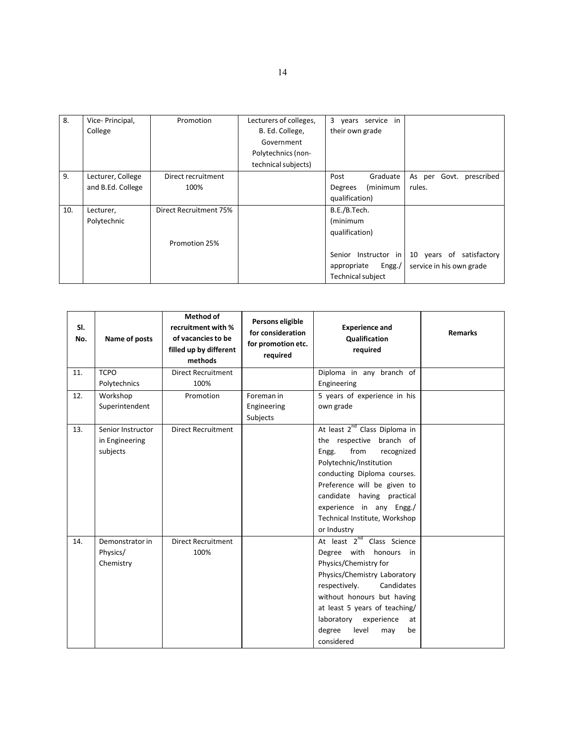| 8. | Vice- Principal, College | Promotion | Lecturers of colleges, B. Ed. College, Government Polytechnics (non-technical subjects) | 3 years service in their own grade | |
|---|---|---|---|---|---|
| 9. | Lecturer, College and B.Ed. College | Direct recruitment 100% | | Post Graduate Degrees (minimum qualification) | As per Govt. prescribed rules. |
| 10. | Lecturer, Polytechnic | Direct Recruitment 75%<br><br>Promotion 25% | | B.E./B.Tech. (minimum qualification)<br><br>Senior Instructor in appropriate Engg./ Technical subject | <br><br><br>10 years of satisfactory service in his own grade |

| Sl. No. | Name of posts | Method of recruitment with % of vacancies to be filled up by different methods | Persons eligible for consideration for promotion etc. required | Experience and Qualification required | Remarks |
|---|---|---|---|---|---|
| 11. | TCPO Polytechnics | Direct Recruitment 100% | | Diploma in any branch of Engineering | |
| 12. | Workshop Superintendent | Promotion | Foreman in Engineering Subjects | 5 years of experience in his own grade | |
| 13. | Senior Instructor in Engineering subjects | Direct Recruitment | | At least 2nd Class Diploma in the respective branch of Engg. from recognized Polytechnic/Institution conducting Diploma courses. Preference will be given to candidate having practical experience in any Engg./ Technical Institute, Workshop or Industry | |
| 14. | Demonstrator in Physics/ Chemistry | Direct Recruitment 100% | | At least 2nd Class Science Degree with honours in Physics/Chemistry for Physics/Chemistry Laboratory respectively. Candidates without honours but having at least 5 years of teaching/ laboratory experience at degree level may be considered | |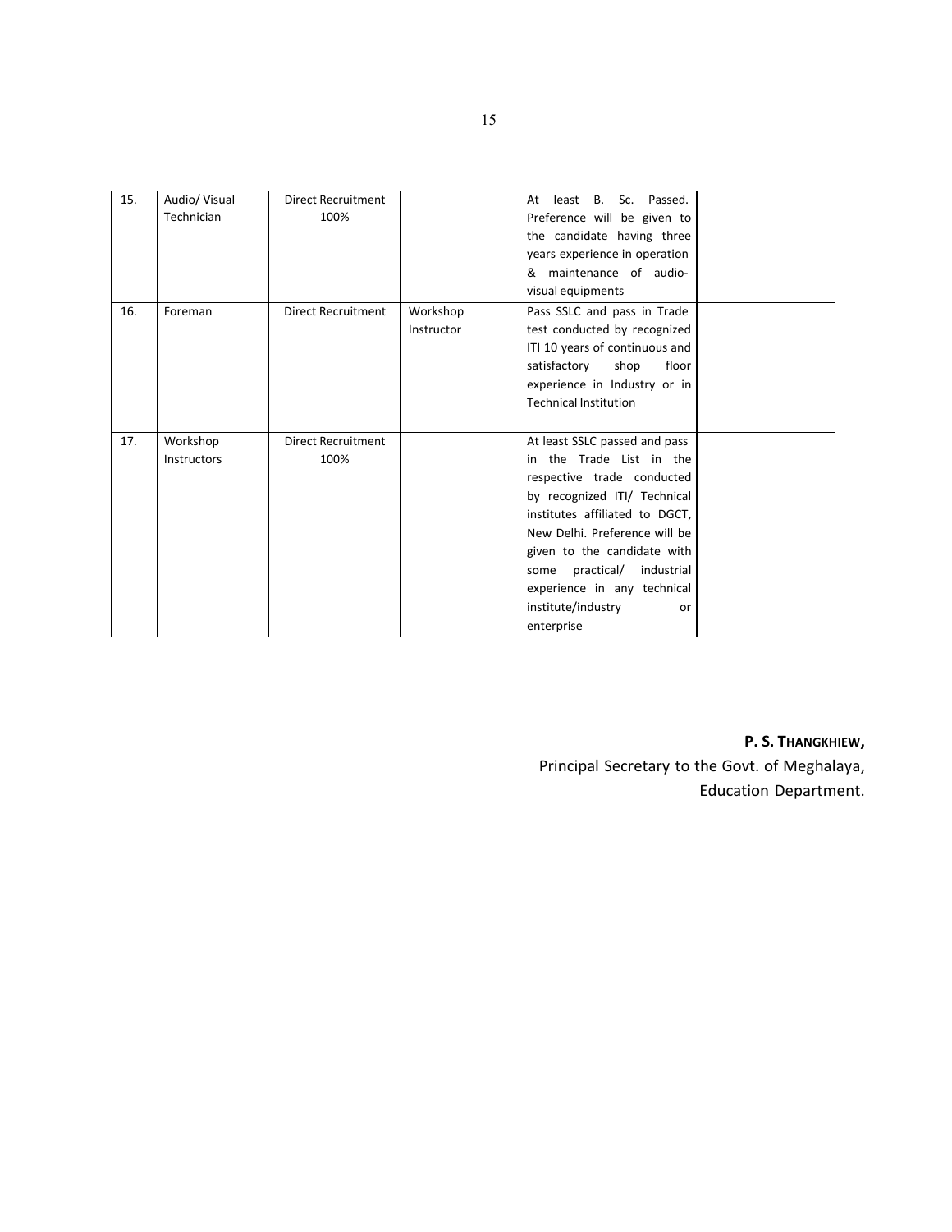| | | | | | |
|---|---|---|---|---|---|
| 15. | Audio/ Visual Technician | Direct Recruitment 100% | | At least B. Sc. Passed. Preference will be given to the candidate having three years experience in operation & maintenance of audio-visual equipments | |
| 16. | Foreman | Direct Recruitment | Workshop Instructor | Pass SSLC and pass in Trade test conducted by recognized ITI 10 years of continuous and satisfactory shop floor experience in Industry or in Technical Institution | |
| 17. | Workshop Instructors | Direct Recruitment 100% | | At least SSLC passed and pass in the Trade List in the respective trade conducted by recognized ITI/ Technical institutes affiliated to DGCT, New Delhi. Preference will be given to the candidate with some practical/ industrial experience in any technical institute/industry or enterprise | |

**P. S. THANGKHIEW,**
Principal Secretary to the Govt. of Meghalaya,
Education Department.